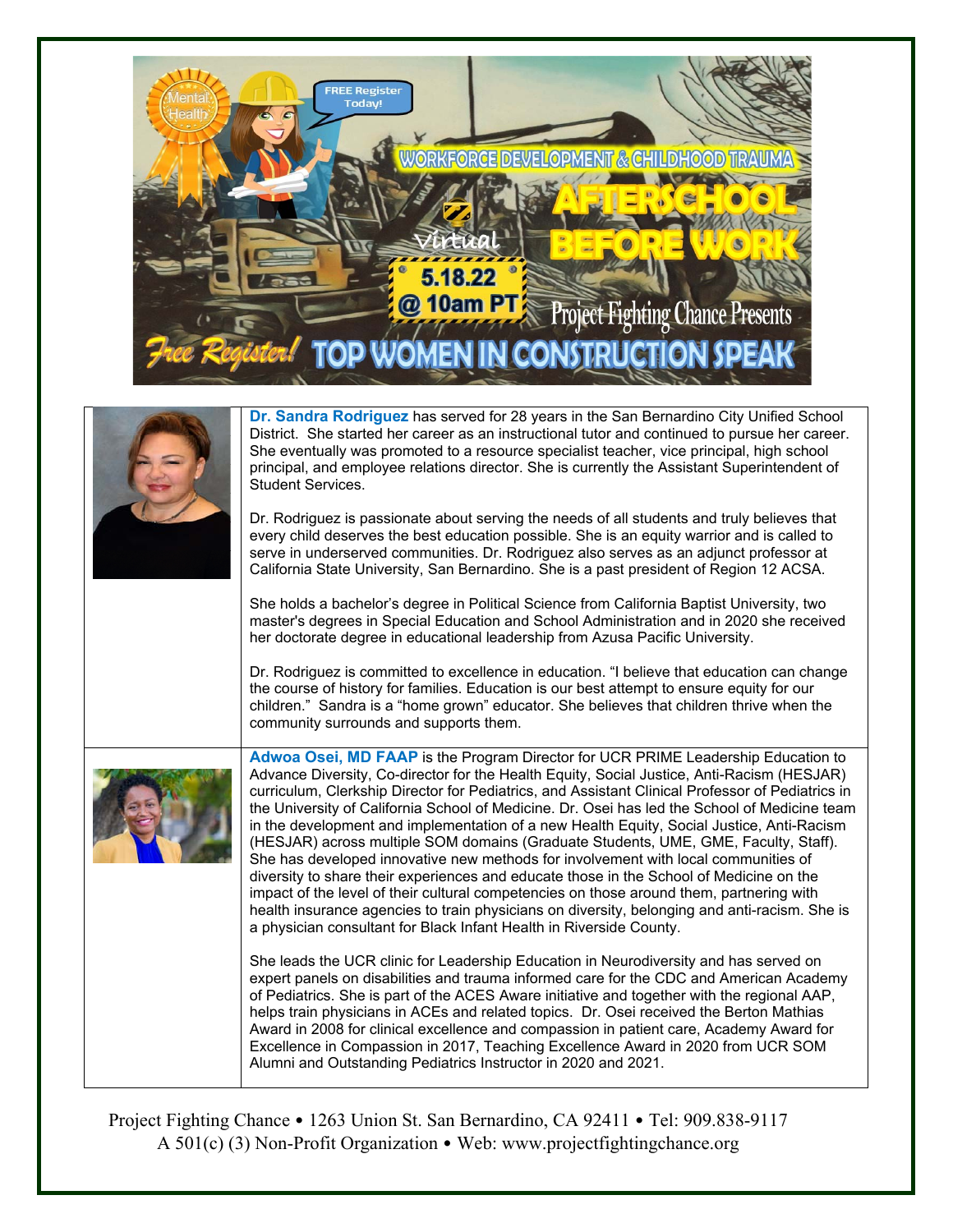FREE Register Today!

Mental Health

WORKFORCE DEVELOPMENT & CHILDHOOD TRAUMA

# AFTERSCHOOL BEFORE WORK

Virtual

5.18.22 @ 10am PT

Project Fighting Chance Presents

Free Register! **TOP WOMEN IN CONSTRUCTION SPEAK**

**Dr. Sandra Rodriguez** has served for 28 years in the San Bernardino City Unified School District. She started her career as an instructional tutor and continued to pursue her career. She eventually was promoted to a resource specialist teacher, vice principal, high school principal, and employee relations director. She is currently the Assistant Superintendent of Student Services.

Dr. Rodriguez is passionate about serving the needs of all students and truly believes that every child deserves the best education possible. She is an equity warrior and is called to serve in underserved communities. Dr. Rodriguez also serves as an adjunct professor at California State University, San Bernardino. She is a past president of Region 12 ACSA.

She holds a bachelor's degree in Political Science from California Baptist University, two master's degrees in Special Education and School Administration and in 2020 she received her doctorate degree in educational leadership from Azusa Pacific University.

Dr. Rodriguez is committed to excellence in education. "I believe that education can change the course of history for families. Education is our best attempt to ensure equity for our children." Sandra is a "home grown" educator. She believes that children thrive when the community surrounds and supports them.

**Adwoa Osei, MD FAAP** is the Program Director for UCR PRIME Leadership Education to Advance Diversity, Co-director for the Health Equity, Social Justice, Anti-Racism (HESJAR) curriculum, Clerkship Director for Pediatrics, and Assistant Clinical Professor of Pediatrics in the University of California School of Medicine. Dr. Osei has led the School of Medicine team in the development and implementation of a new Health Equity, Social Justice, Anti-Racism (HESJAR) across multiple SOM domains (Graduate Students, UME, GME, Faculty, Staff). She has developed innovative new methods for involvement with local communities of diversity to share their experiences and educate those in the School of Medicine on the impact of the level of their cultural competencies on those around them, partnering with health insurance agencies to train physicians on diversity, belonging and anti-racism. She is a physician consultant for Black Infant Health in Riverside County.

She leads the UCR clinic for Leadership Education in Neurodiversity and has served on expert panels on disabilities and trauma informed care for the CDC and American Academy of Pediatrics. She is part of the ACES Aware initiative and together with the regional AAP, helps train physicians in ACEs and related topics. Dr. Osei received the Berton Mathias Award in 2008 for clinical excellence and compassion in patient care, Academy Award for Excellence in Compassion in 2017, Teaching Excellence Award in 2020 from UCR SOM Alumni and Outstanding Pediatrics Instructor in 2020 and 2021.

Project Fighting Chance • 1263 Union St. San Bernardino, CA 92411 • Tel: 909.838-9117
A 501(c) (3) Non-Profit Organization • Web: www.projectfightingchance.org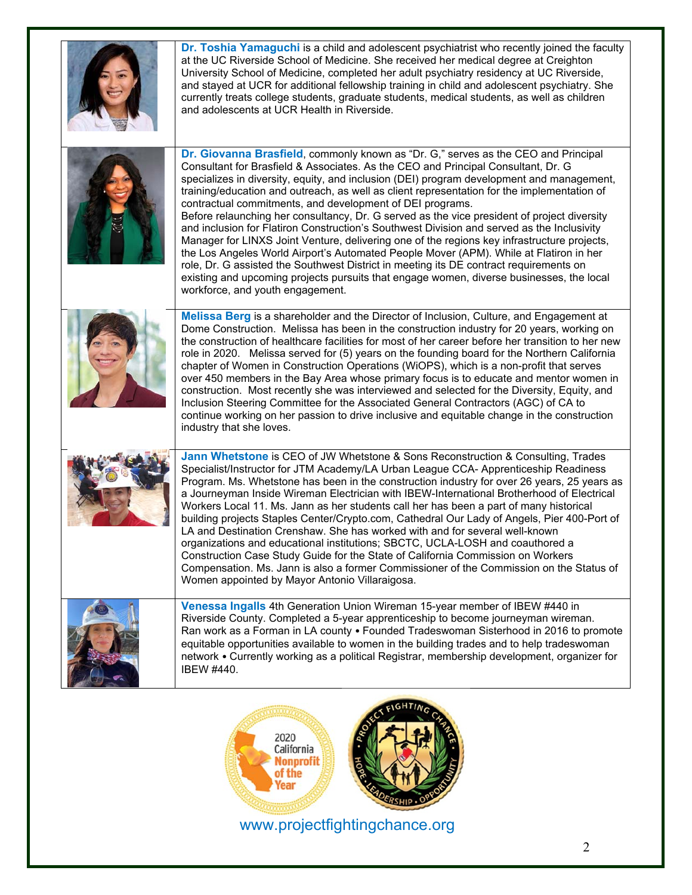**Dr. Toshia Yamaguchi** is a child and adolescent psychiatrist who recently joined the faculty at the UC Riverside School of Medicine. She received her medical degree at Creighton University School of Medicine, completed her adult psychiatry residency at UC Riverside, and stayed at UCR for additional fellowship training in child and adolescent psychiatry. She currently treats college students, graduate students, medical students, as well as children and adolescents at UCR Health in Riverside.

**Dr. Giovanna Brasfield**, commonly known as "Dr. G," serves as the CEO and Principal Consultant for Brasfield & Associates. As the CEO and Principal Consultant, Dr. G specializes in diversity, equity, and inclusion (DEI) program development and management, training/education and outreach, as well as client representation for the implementation of contractual commitments, and development of DEI programs.
Before relaunching her consultancy, Dr. G served as the vice president of project diversity and inclusion for Flatiron Construction's Southwest Division and served as the Inclusivity Manager for LINXS Joint Venture, delivering one of the regions key infrastructure projects, the Los Angeles World Airport's Automated People Mover (APM). While at Flatiron in her role, Dr. G assisted the Southwest District in meeting its DE contract requirements on existing and upcoming projects pursuits that engage women, diverse businesses, the local workforce, and youth engagement.

**Melissa Berg** is a shareholder and the Director of Inclusion, Culture, and Engagement at Dome Construction. Melissa has been in the construction industry for 20 years, working on the construction of healthcare facilities for most of her career before her transition to her new role in 2020. Melissa served for (5) years on the founding board for the Northern California chapter of Women in Construction Operations (WiOPS), which is a non-profit that serves over 450 members in the Bay Area whose primary focus is to educate and mentor women in construction. Most recently she was interviewed and selected for the Diversity, Equity, and Inclusion Steering Committee for the Associated General Contractors (AGC) of CA to continue working on her passion to drive inclusive and equitable change in the construction industry that she loves.

**Jann Whetstone** is CEO of JW Whetstone & Sons Reconstruction & Consulting, Trades Specialist/Instructor for JTM Academy/LA Urban League CCA- Apprenticeship Readiness Program. Ms. Whetstone has been in the construction industry for over 26 years, 25 years as a Journeyman Inside Wireman Electrician with IBEW-International Brotherhood of Electrical Workers Local 11. Ms. Jann as her students call her has been a part of many historical building projects Staples Center/Crypto.com, Cathedral Our Lady of Angels, Pier 400-Port of LA and Destination Crenshaw. She has worked with and for several well-known organizations and educational institutions; SBCTC, UCLA-LOSH and coauthored a Construction Case Study Guide for the State of California Commission on Workers Compensation. Ms. Jann is also a former Commissioner of the Commission on the Status of Women appointed by Mayor Antonio Villaraigosa.

**Venessa Ingalls** 4th Generation Union Wireman 15-year member of IBEW #440 in Riverside County. Completed a 5-year apprenticeship to become journeyman wireman. Ran work as a Forman in LA county • Founded Tradeswoman Sisterhood in 2016 to promote equitable opportunities available to women in the building trades and to help tradeswoman network • Currently working as a political Registrar, membership development, organizer for IBEW #440.

2020 California Nonprofit of the Year

PROJECT FIGHTING CHANCE

HOPE • LEADERSHIP • OPPORTUNITY

www.projectfightingchance.org